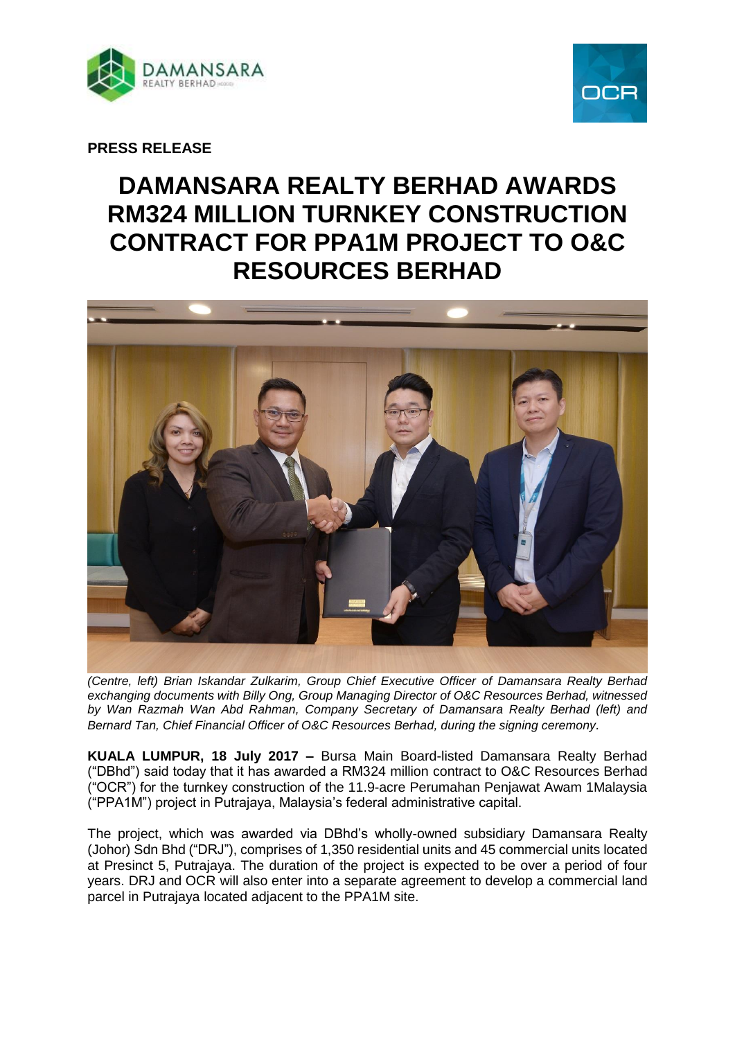**PRESS RELEASE**

# DAMANSARA REALTY BERHAD AWARDS RM324 MILLION TURNKEY CONSTRUCTION CONTRACT FOR PPA1M PROJECT TO O&C RESOURCES BERHAD

*(Centre, left) Brian Iskandar Zulkarim, Group Chief Executive Officer of Damansara Realty Berhad exchanging documents with Billy Ong, Group Managing Director of O&C Resources Berhad, witnessed by Wan Razmah Wan Abd Rahman, Company Secretary of Damansara Realty Berhad (left) and Bernard Tan, Chief Financial Officer of O&C Resources Berhad, during the signing ceremony.*

**KUALA LUMPUR, 18 July 2017 –** Bursa Main Board-listed Damansara Realty Berhad ("DBhd") said today that it has awarded a RM324 million contract to O&C Resources Berhad ("OCR") for the turnkey construction of the 11.9-acre Perumahan Penjawat Awam 1Malaysia ("PPA1M") project in Putrajaya, Malaysia's federal administrative capital.

The project, which was awarded via DBhd's wholly-owned subsidiary Damansara Realty (Johor) Sdn Bhd ("DRJ"), comprises of 1,350 residential units and 45 commercial units located at Presinct 5, Putrajaya. The duration of the project is expected to be over a period of four years. DRJ and OCR will also enter into a separate agreement to develop a commercial land parcel in Putrajaya located adjacent to the PPA1M site.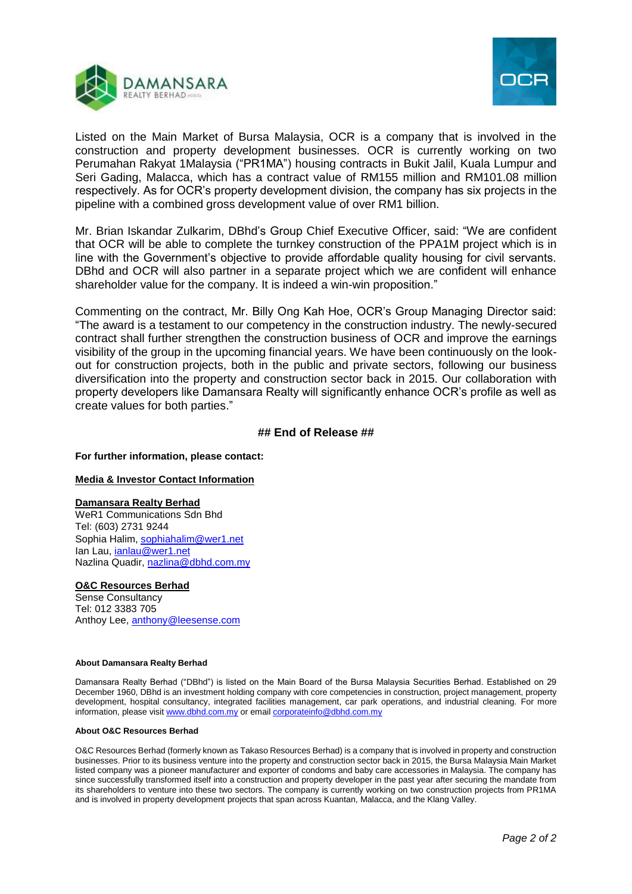Listed on the Main Market of Bursa Malaysia, OCR is a company that is involved in the construction and property development businesses. OCR is currently working on two Perumahan Rakyat 1Malaysia ("PR1MA") housing contracts in Bukit Jalil, Kuala Lumpur and Seri Gading, Malacca, which has a contract value of RM155 million and RM101.08 million respectively. As for OCR's property development division, the company has six projects in the pipeline with a combined gross development value of over RM1 billion.

Mr. Brian Iskandar Zulkarim, DBhd's Group Chief Executive Officer, said: "We are confident that OCR will be able to complete the turnkey construction of the PPA1M project which is in line with the Government's objective to provide affordable quality housing for civil servants. DBhd and OCR will also partner in a separate project which we are confident will enhance shareholder value for the company. It is indeed a win-win proposition."

Commenting on the contract, Mr. Billy Ong Kah Hoe, OCR's Group Managing Director said: "The award is a testament to our competency in the construction industry. The newly-secured contract shall further strengthen the construction business of OCR and improve the earnings visibility of the group in the upcoming financial years. We have been continuously on the look-out for construction projects, both in the public and private sectors, following our business diversification into the property and construction sector back in 2015. Our collaboration with property developers like Damansara Realty will significantly enhance OCR's profile as well as create values for both parties."

**## End of Release ##**

**For further information, please contact:**

**Media & Investor Contact Information**

**Damansara Realty Berhad**
WeR1 Communications Sdn Bhd
Tel: (603) 2731 9244
Sophia Halim, sophiahalim@wer1.net
Ian Lau, ianlau@wer1.net
Nazlina Quadir, nazlina@dbhd.com.my

**O&C Resources Berhad**
Sense Consultancy
Tel: 012 3383 705
Anthoy Lee, anthony@leesense.com

**About Damansara Realty Berhad**

Damansara Realty Berhad ("DBhd") is listed on the Main Board of the Bursa Malaysia Securities Berhad. Established on 29 December 1960, DBhd is an investment holding company with core competencies in construction, project management, property development, hospital consultancy, integrated facilities management, car park operations, and industrial cleaning. For more information, please visit www.dbhd.com.my or email corporateinfo@dbhd.com.my

**About O&C Resources Berhad**

O&C Resources Berhad (formerly known as Takaso Resources Berhad) is a company that is involved in property and construction businesses. Prior to its business venture into the property and construction sector back in 2015, the Bursa Malaysia Main Market listed company was a pioneer manufacturer and exporter of condoms and baby care accessories in Malaysia. The company has since successfully transformed itself into a construction and property developer in the past year after securing the mandate from its shareholders to venture into these two sectors. The company is currently working on two construction projects from PR1MA and is involved in property development projects that span across Kuantan, Malacca, and the Klang Valley.